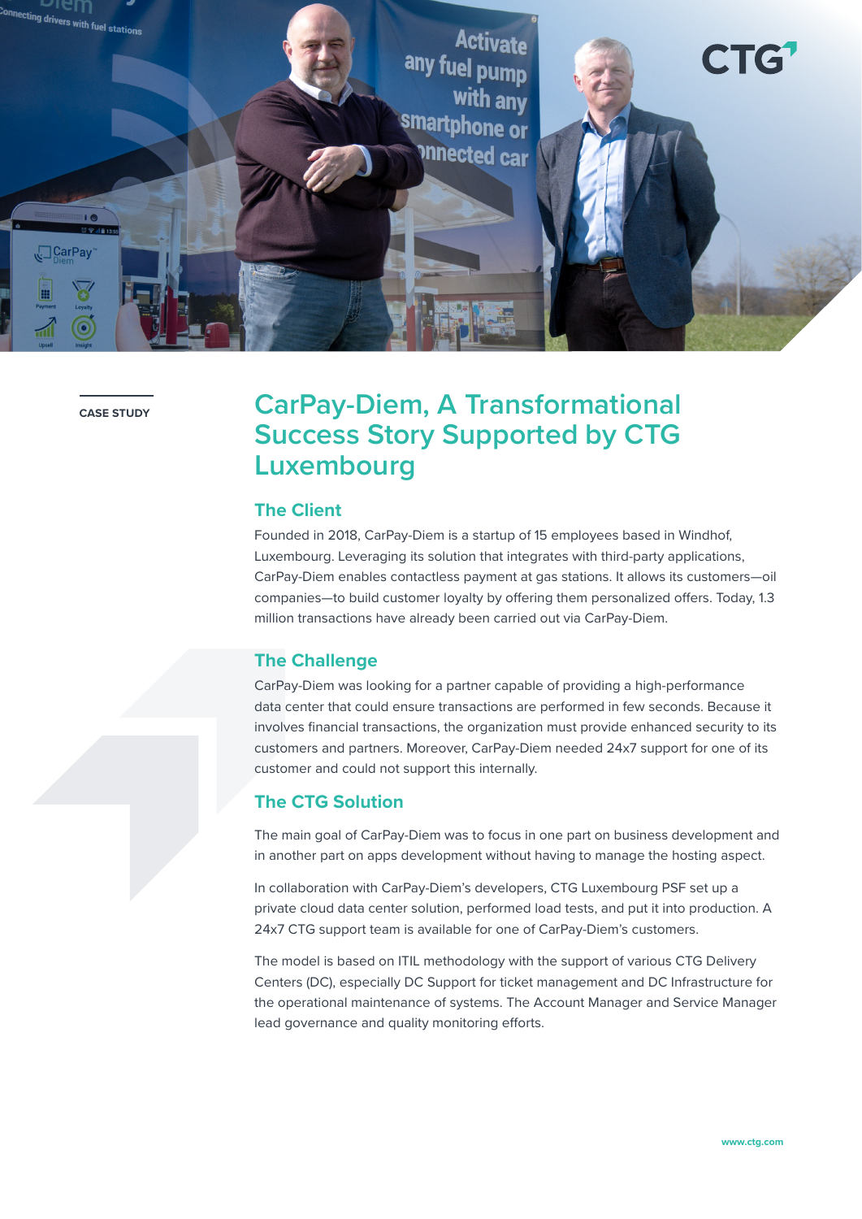CASE STUDY

# CarPay-Diem, A Transformational Success Story Supported by CTG Luxembourg

## The Client

Founded in 2018, CarPay-Diem is a startup of 15 employees based in Windhof, Luxembourg. Leveraging its solution that integrates with third-party applications, CarPay-Diem enables contactless payment at gas stations. It allows its customers—oil companies—to build customer loyalty by offering them personalized offers. Today, 1.3 million transactions have already been carried out via CarPay-Diem.

## The Challenge

CarPay-Diem was looking for a partner capable of providing a high-performance data center that could ensure transactions are performed in few seconds. Because it involves financial transactions, the organization must provide enhanced security to its customers and partners. Moreover, CarPay-Diem needed 24x7 support for one of its customer and could not support this internally.

## The CTG Solution

The main goal of CarPay-Diem was to focus in one part on business development and in another part on apps development without having to manage the hosting aspect.

In collaboration with CarPay-Diem's developers, CTG Luxembourg PSF set up a private cloud data center solution, performed load tests, and put it into production. A 24x7 CTG support team is available for one of CarPay-Diem's customers.

The model is based on ITIL methodology with the support of various CTG Delivery Centers (DC), especially DC Support for ticket management and DC Infrastructure for the operational maintenance of systems. The Account Manager and Service Manager lead governance and quality monitoring efforts.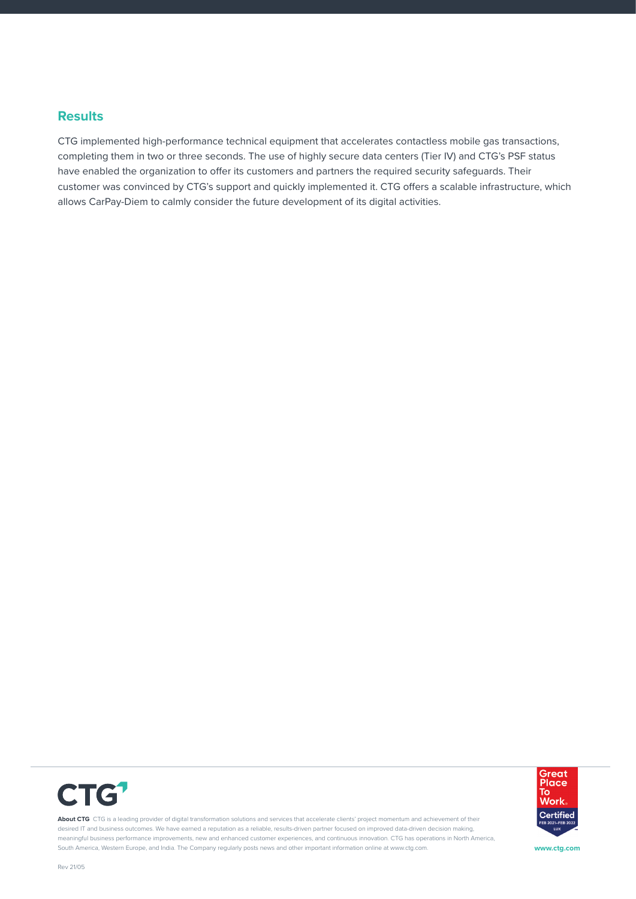## Results

CTG implemented high-performance technical equipment that accelerates contactless mobile gas transactions, completing them in two or three seconds. The use of highly secure data centers (Tier IV) and CTG's PSF status have enabled the organization to offer its customers and partners the required security safeguards. Their customer was convinced by CTG's support and quickly implemented it. CTG offers a scalable infrastructure, which allows CarPay-Diem to calmly consider the future development of its digital activities.

**About CTG** CTG is a leading provider of digital transformation solutions and services that accelerate clients' project momentum and achievement of their desired IT and business outcomes. We have earned a reputation as a reliable, results-driven partner focused on improved data-driven decision making, meaningful business performance improvements, new and enhanced customer experiences, and continuous innovation. CTG has operations in North America, South America, Western Europe, and India. The Company regularly posts news and other important information online at www.ctg.com.

Great Place To Work. Certified FEB 2021–FEB 2022 LUX

www.ctg.com

Rev 21/05